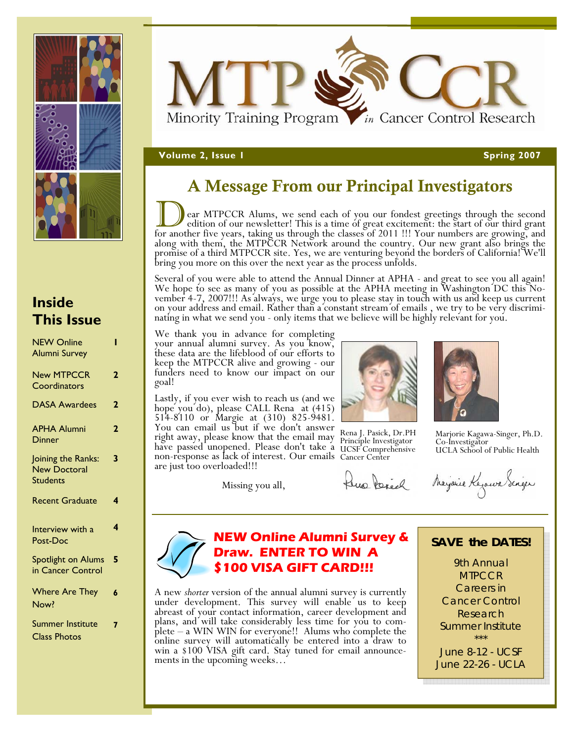# MTPCCR

Minority Training Program *in* Cancer Control Research

**Volume 2, Issue 1** **Spring 2007**

## Inside This Issue

| | |
|---|---|
| NEW Online Alumni Survey | 1 |
| New MTPCCR Coordinators | 2 |
| DASA Awardees | 2 |
| APHA Alumni Dinner | 2 |
| Joining the Ranks: New Doctoral Students | 3 |
| Recent Graduate | 4 |
| Interview with a Post-Doc | 4 |
| Spotlight on Alums in Cancer Control | 5 |
| Where Are They Now? | 6 |
| Summer Institute Class Photos | 7 |

## A Message From our Principal Investigators

Dear MTPCCR Alums, we send each of you our fondest greetings through the second edition of our newsletter! This is a time of great excitement: the start of our third grant for another five years, taking us through the classes of 2011 !!! Your numbers are growing, and along with them, the MTPCCR Network around the country. Our new grant also brings the promise of a third MTPCCR site. Yes, we are venturing beyond the borders of California! We'll bring you more on this over the next year as the process unfolds.

Several of you were able to attend the Annual Dinner at APHA - and great to see you all again! We hope to see as many of you as possible at the APHA meeting in Washington DC this November 4-7, 2007!!! As always, we urge you to please stay in touch with us and keep us current on your address and email. Rather than a constant stream of emails , we try to be very discriminating in what we send you - only items that we believe will be highly relevant for you.

We thank you in advance for completing your annual alumni survey. As you know, these data are the lifeblood of our efforts to keep the MTPCCR alive and growing - our funders need to know our impact on our goal!

Lastly, if you ever wish to reach us (and we hope you do), please CALL Rena at (415) 514-8110 or Margie at (310) 825-9481. You can email us but if we don't answer right away, please know that the email may have passed unopened. Please don't take a non-response as lack of interest. Our emails are just too overloaded!!!

Missing you all,

Rena J. Pasick, Dr.PH
Principle Investigator
UCSF Comprehensive Cancer Center

Marjorie Kagawa-Singer, Ph.D.
Co-Investigator
UCLA School of Public Health

## NEW Online Alumni Survey & Draw. ENTER TO WIN A $100 VISA GIFT CARD!!!

A new *shorter* version of the annual alumni survey is currently under development. This survey will enable us to keep abreast of your contact information, career development and plans, and will take considerably less time for you to complete – a WIN WIN for everyone!! Alums who complete the online survey will automatically be entered into a draw to win a $100 VISA gift card. Stay tuned for email announcements in the upcoming weeks…

**SAVE the DATES!**

9th Annual MTPCCR Careers in Cancer Control Research Summer Institute

***

June 8-12 - UCSF
June 22-26 - UCLA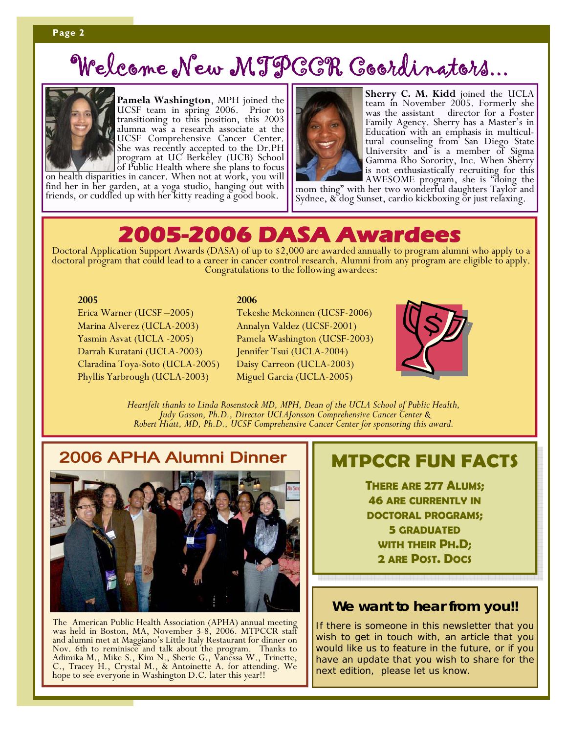# Welcome New MTPCCR Coordinators...

**Pamela Washington**, MPH joined the UCSF team in spring 2006. Prior to transitioning to this position, this 2003 alumna was a research associate at the UCSF Comprehensive Cancer Center. She was recently accepted to the Dr.PH program at UC Berkeley (UCB) School of Public Health where she plans to focus on health disparities in cancer. When not at work, you will find her in her garden, at a yoga studio, hanging out with friends, or cuddled up with her kitty reading a good book.

**Sherry C. M. Kidd** joined the UCLA team in November 2005. Formerly she was the assistant director for a Foster Family Agency. Sherry has a Master's in Education with an emphasis in multicultural counseling from San Diego State University and is a member of Sigma Gamma Rho Sorority, Inc. When Sherry is not enthusiastically recruiting for this AWESOME program, she is "doing the mom thing" with her two wonderful daughters Taylor and Sydnee, & dog Sunset, cardio kickboxing or just relaxing.

## 2005-2006 DASA Awardees

Doctoral Application Support Awards (DASA) of up to $2,000 are awarded annually to program alumni who apply to a doctoral program that could lead to a career in cancer control research. Alumni from any program are eligible to apply. Congratulations to the following awardees:

**2005**

Erica Warner (UCSF –2005)
Marina Alverez (UCLA-2003)
Yasmin Asvat (UCLA -2005)
Darrah Kuratani (UCLA-2003)
Claradina Toya-Soto (UCLA-2005)
Phyllis Yarbrough (UCLA-2003)

**2006**

Tekeshe Mekonnen (UCSF-2006)
Annalyn Valdez (UCSF-2001)
Pamela Washington (UCSF-2003)
Jennifer Tsui (UCLA-2004)
Daisy Carreon (UCLA-2003)
Miguel Garcia (UCLA-2005)

*Heartfelt thanks to Linda Rosenstock MD, MPH, Dean of the UCLA School of Public Health, Judy Gasson, Ph.D., Director UCLAJonsson Comprehensive Cancer Center & Robert Hiatt, MD, Ph.D., UCSF Comprehensive Cancer Center for sponsoring this award.*

## 2006 APHA Alumni Dinner

The American Public Health Association (APHA) annual meeting was held in Boston, MA, November 3-8, 2006. MTPCCR staff and alumni met at Maggiano's Little Italy Restaurant for dinner on Nov. 6th to reminisce and talk about the program. Thanks to Adimika M., Mike S., Kim N., Sherie G., Vanessa W., Trinette, C., Tracey H., Crystal M., & Antoinette A. for attending. We hope to see everyone in Washington D.C. later this year!!

## MTPCCR FUN FACTS

**There are 277 Alums;**
**46 are currently in doctoral programs;**
**5 graduated with their Ph.D;**
**2 are Post. Docs**

### We want to hear from you!!

If there is someone in this newsletter that you wish to get in touch with, an article that you would like us to feature in the future, or if you have an update that you wish to share for the next edition, please let us know.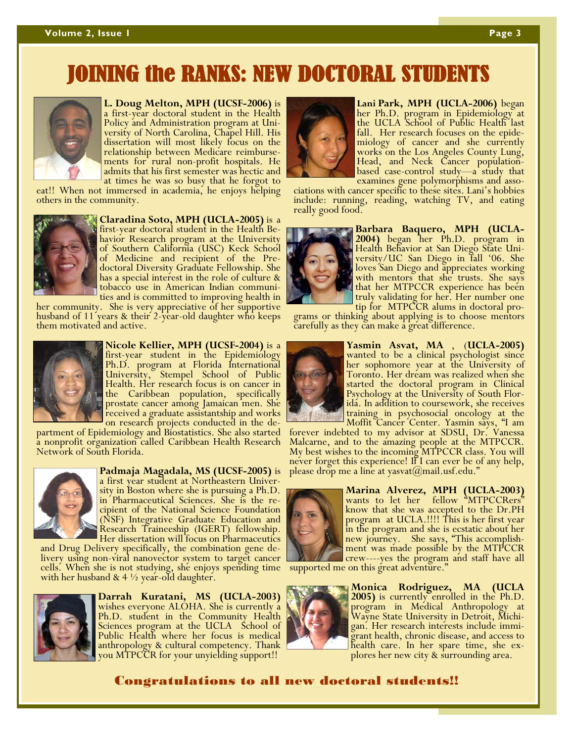# JOINING the RANKS: NEW DOCTORAL STUDENTS

**L. Doug Melton, MPH (UCSF-2006)** is a first-year doctoral student in the Health Policy and Administration program at University of North Carolina, Chapel Hill. His dissertation will most likely focus on the relationship between Medicare reimbursements for rural non-profit hospitals. He admits that his first semester was hectic and at times he was so busy that he forgot to eat!! When not immersed in academia, he enjoys helping others in the community.

**Claradina Soto, MPH (UCLA-2005)** is a first-year doctoral student in the Health Behavior Research program at the University of Southern California (USC) Keck School of Medicine and recipient of the Predoctoral Diversity Graduate Fellowship. She has a special interest in the role of culture & tobacco use in American Indian communities and is committed to improving health in her community. She is very appreciative of her supportive husband of 11 years & their 2-year-old daughter who keeps them motivated and active.

**Nicole Kellier, MPH (UCSF-2004)** is a first-year student in the Epidemiology Ph.D. program at Florida International University, Stempel School of Public Health. Her research focus is on cancer in the Caribbean population, specifically prostate cancer among Jamaican men. She received a graduate assistantship and works on research projects conducted in the department of Epidemiology and Biostatistics. She also started a nonprofit organization called Caribbean Health Research Network of South Florida.

**Padmaja Magadala, MS (UCSF-2005)** is a first year student at Northeastern University in Boston where she is pursuing a Ph.D. in Pharmaceutical Sciences. She is the recipient of the National Science Foundation (NSF) Integrative Graduate Education and Research Traineeship (IGERT) fellowship. Her dissertation will focus on Pharmaceutics and Drug Delivery specifically, the combination gene delivery using non-viral nanovector system to target cancer cells. When she is not studying, she enjoys spending time with her husband & 4 ½ year-old daughter.

**Darrah Kuratani, MS (UCLA-2003)** wishes everyone ALOHA. She is currently a Ph.D. student in the Community Health Sciences program at the UCLA School of Public Health where her focus is medical anthropology & cultural competency. Thank you MTPCCR for your unyielding support!!

**Lani Park, MPH (UCLA-2006)** began her Ph.D. program in Epidemiology at the UCLA School of Public Health last fall. Her research focuses on the epidemiology of cancer and she currently works on the Los Angeles County Lung, Head, and Neck Cancer population-based case-control study—a study that examines gene polymorphisms and associations with cancer specific to these sites. Lani's hobbies include: running, reading, watching TV, and eating really good food.

**Barbara Baquero, MPH (UCLA-2004)** began her Ph.D. program in Health Behavior at San Diego State University/UC San Diego in fall '06. She loves San Diego and appreciates working with mentors that she trusts. She says that her MTPCCR experience has been truly validating for her. Her number one tip for MTPCCR alums in doctoral programs or thinking about applying is to choose mentors carefully as they can make a great difference.

**Yasmin Asvat, MA , (UCLA-2005)** wanted to be a clinical psychologist since her sophomore year at the University of Toronto. Her dream was realized when she started the doctoral program in Clinical Psychology at the University of South Florida. In addition to coursework, she receives training in psychosocial oncology at the Moffit Cancer Center. Yasmin says, "I am forever indebted to my advisor at SDSU, Dr. Vanessa Malcarne, and to the amazing people at the MTPCCR. My best wishes to the incoming MTPCCR class. You will never forget this experience! If I can ever be of any help, please drop me a line at yasvat@mail.usf.edu."

**Marina Alverez, MPH (UCLA-2003)** wants to let her fellow "MTPCCRers" know that she was accepted to the Dr.PH program at UCLA.!!!! This is her first year in the program and she is ecstatic about her new journey. She says, "This accomplishment was made possible by the MTPCCR crew----yes the program and staff have all supported me on this great adventure."

**Monica Rodriguez, MA (UCLA 2005)** is currently enrolled in the Ph.D. program in Medical Anthropology at Wayne State University in Detroit, Michigan. Her research interests include immigrant health, chronic disease, and access to health care. In her spare time, she explores her new city & surrounding area.

**Congratulations to all new doctoral students!!**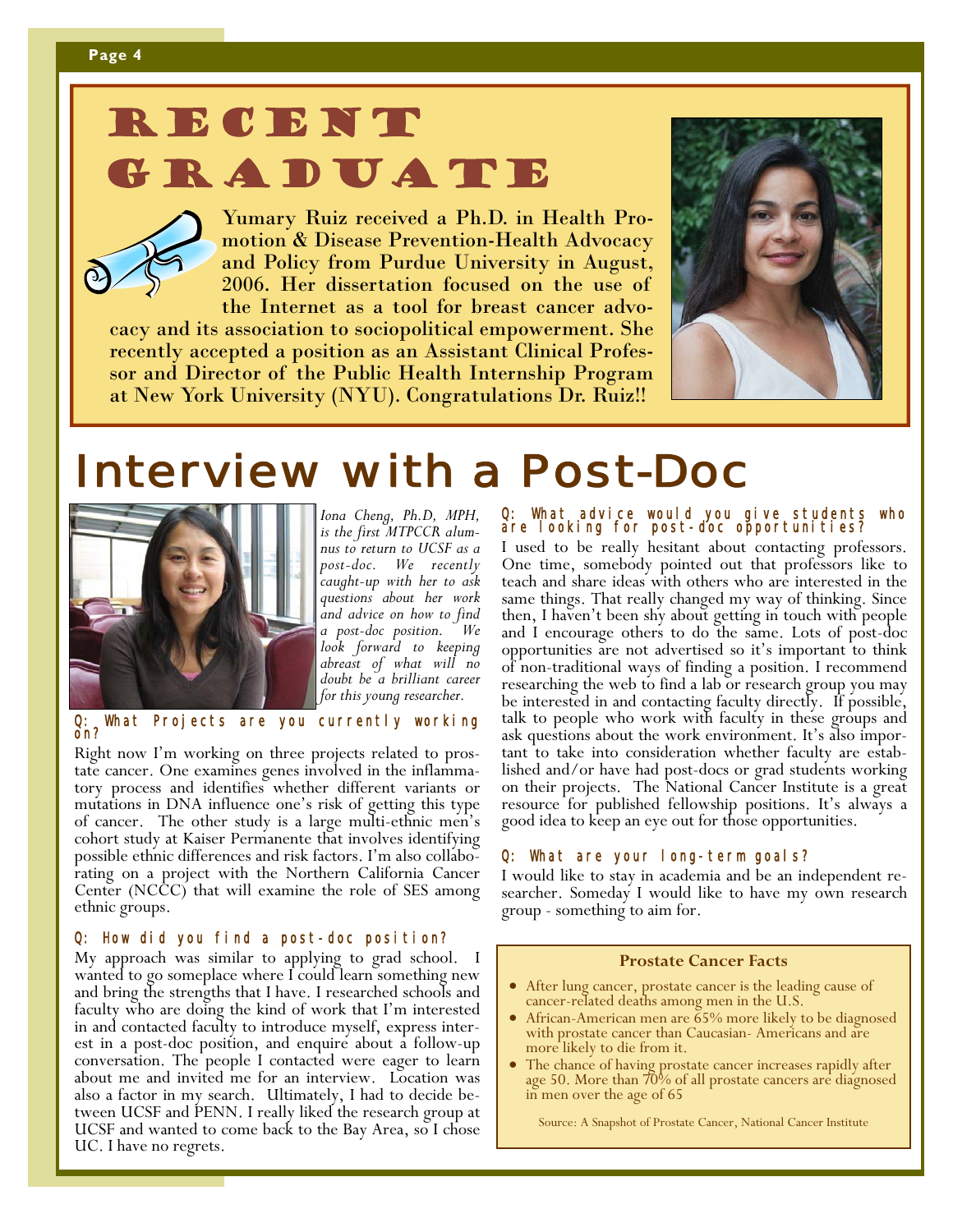# Recent Graduate

Yumary Ruiz received a Ph.D. in Health Promotion & Disease Prevention-Health Advocacy and Policy from Purdue University in August, 2006. Her dissertation focused on the use of the Internet as a tool for breast cancer advocacy and its association to sociopolitical empowerment. She recently accepted a position as an Assistant Clinical Professor and Director of the Public Health Internship Program at New York University (NYU). Congratulations Dr. Ruiz!!

# Interview with a Post-Doc

*Iona Cheng, Ph.D, MPH, is the first MTPCCR alumnus to return to UCSF as a post-doc. We recently caught-up with her to ask questions about her work and advice on how to find a post-doc position. We look forward to keeping abreast of what will no doubt be a brilliant career for this young researcher.*

### Q: What Projects are you currently working on?

Right now I'm working on three projects related to prostate cancer. One examines genes involved in the inflammatory process and identifies whether different variants or mutations in DNA influence one's risk of getting this type of cancer. The other study is a large multi-ethnic men's cohort study at Kaiser Permanente that involves identifying possible ethnic differences and risk factors. I'm also collaborating on a project with the Northern California Cancer Center (NCCC) that will examine the role of SES among ethnic groups.

### Q: How did you find a post-doc position?

My approach was similar to applying to grad school. I wanted to go someplace where I could learn something new and bring the strengths that I have. I researched schools and faculty who are doing the kind of work that I'm interested in and contacted faculty to introduce myself, express interest in a post-doc position, and enquire about a follow-up conversation. The people I contacted were eager to learn about me and invited me for an interview. Location was also a factor in my search. Ultimately, I had to decide between UCSF and PENN. I really liked the research group at UCSF and wanted to come back to the Bay Area, so I chose UC. I have no regrets.

### Q: What advice would you give students who are looking for post-doc opportunities?

I used to be really hesitant about contacting professors. One time, somebody pointed out that professors like to teach and share ideas with others who are interested in the same things. That really changed my way of thinking. Since then, I haven't been shy about getting in touch with people and I encourage others to do the same. Lots of post-doc opportunities are not advertised so it's important to think of non-traditional ways of finding a position. I recommend researching the web to find a lab or research group you may be interested in and contacting faculty directly. If possible, talk to people who work with faculty in these groups and ask questions about the work environment. It's also important to take into consideration whether faculty are established and/or have had post-docs or grad students working on their projects. The National Cancer Institute is a great resource for published fellowship positions. It's always a good idea to keep an eye out for those opportunities.

### Q: What are your long-term goals?

I would like to stay in academia and be an independent researcher. Someday I would like to have my own research group - something to aim for.

**Prostate Cancer Facts**

- After lung cancer, prostate cancer is the leading cause of cancer-related deaths among men in the U.S.
- African-American men are 65% more likely to be diagnosed with prostate cancer than Caucasian- Americans and are more likely to die from it.
- The chance of having prostate cancer increases rapidly after age 50. More than 70% of all prostate cancers are diagnosed in men over the age of 65

Source: A Snapshot of Prostate Cancer, National Cancer Institute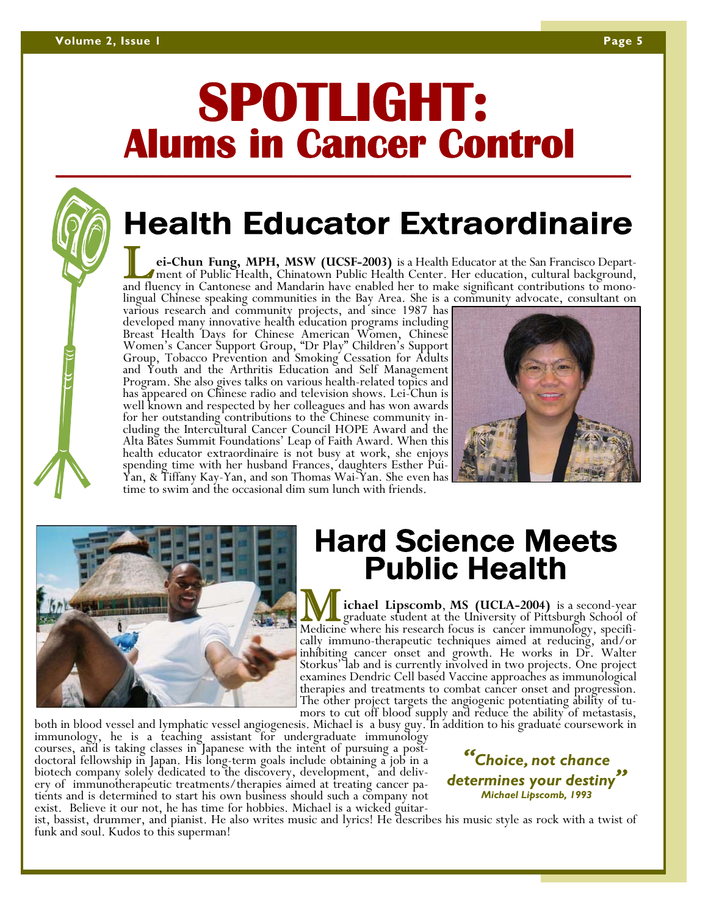# SPOTLIGHT:
## Alums in Cancer Control

## Health Educator Extraordinaire

**Lei-Chun Fung, MPH, MSW (UCSF-2003)** is a Health Educator at the San Francisco Department of Public Health, Chinatown Public Health Center. Her education, cultural background, and fluency in Cantonese and Mandarin have enabled her to make significant contributions to monolingual Chinese speaking communities in the Bay Area. She is a community advocate, consultant on various research and community projects, and since 1987 has developed many innovative health education programs including Breast Health Days for Chinese American Women, Chinese Women's Cancer Support Group, "Dr Play" Children's Support Group, Tobacco Prevention and Smoking Cessation for Adults and Youth and the Arthritis Education and Self Management Program. She also gives talks on various health-related topics and has appeared on Chinese radio and television shows. Lei-Chun is well known and respected by her colleagues and has won awards for her outstanding contributions to the Chinese community including the Intercultural Cancer Council HOPE Award and the Alta Bates Summit Foundations' Leap of Faith Award. When this health educator extraordinaire is not busy at work, she enjoys spending time with her husband Frances, daughters Esther Pui-Yan, & Tiffany Kay-Yan, and son Thomas Wai-Yan. She even has time to swim and the occasional dim sum lunch with friends.

## Hard Science Meets Public Health

**Michael Lipscomb**, **MS (UCLA-2004)** is a second-year graduate student at the University of Pittsburgh School of Medicine where his research focus is cancer immunology, specifically immuno-therapeutic techniques aimed at reducing, and/or inhibiting cancer onset and growth. He works in Dr. Walter Storkus' lab and is currently involved in two projects. One project examines Dendric Cell based Vaccine approaches as immunological therapies and treatments to combat cancer onset and progression. The other project targets the angiogenic potentiating ability of tumors to cut off blood supply and reduce the ability of metastasis, both in blood vessel and lymphatic vessel angiogenesis. Michael is a busy guy. In addition to his graduate coursework in immunology, he is a teaching assistant for undergraduate immunology courses, and is taking classes in Japanese with the intent of pursuing a post-doctoral fellowship in Japan. His long-term goals include obtaining a job in a biotech company solely dedicated to the discovery, development, and delivery of immunotherapeutic treatments/therapies aimed at treating cancer patients and is determined to start his own business should such a company not exist. Believe it our not, he has time for hobbies. Michael is a wicked guitarist, bassist, drummer, and pianist. He also writes music and lyrics! He describes his music style as rock with a twist of funk and soul. Kudos to this superman!

> ***"Choice, not chance determines your destiny"***
> ***Michael Lipscomb, 1993***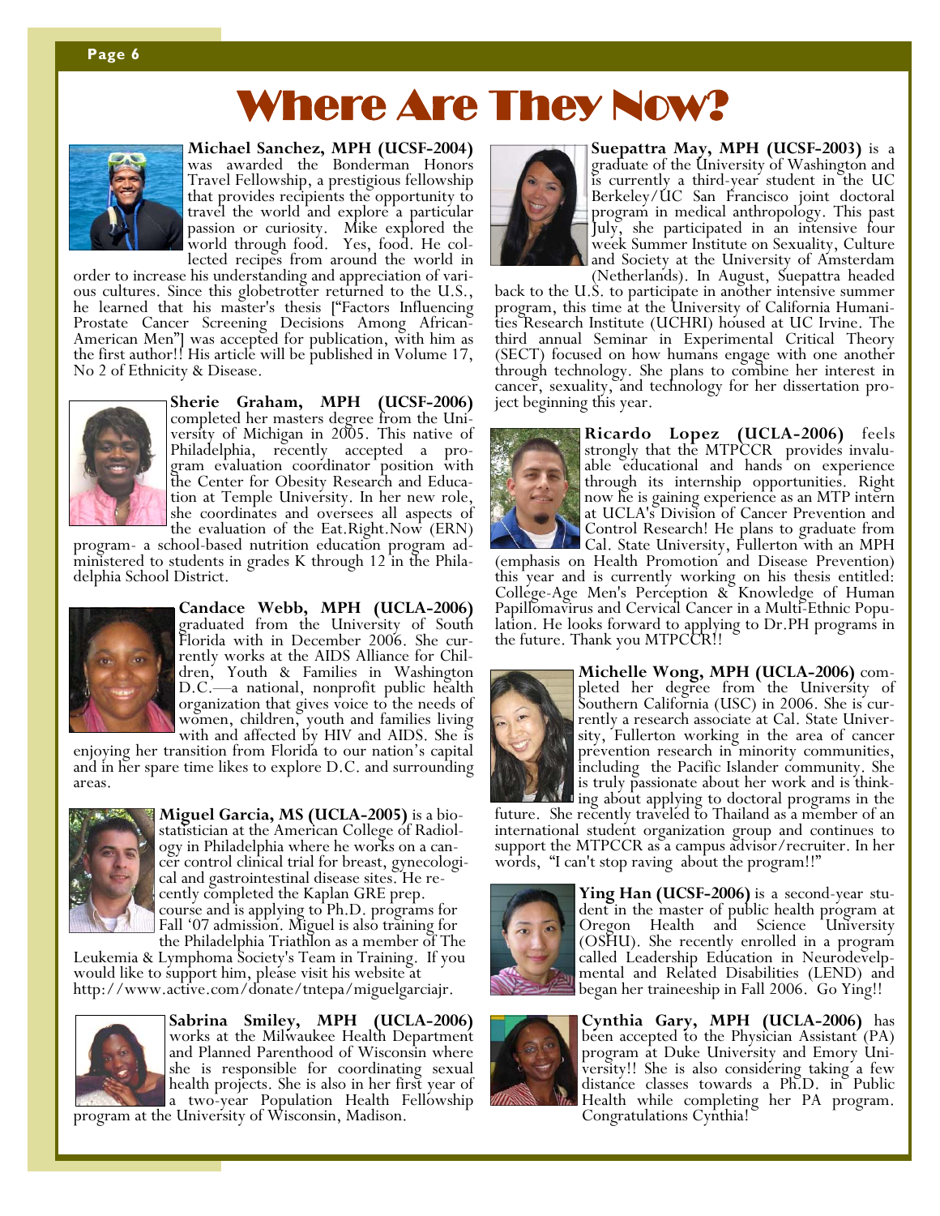# Where Are They Now?

**Michael Sanchez, MPH (UCSF-2004)** was awarded the Bonderman Honors Travel Fellowship, a prestigious fellowship that provides recipients the opportunity to travel the world and explore a particular passion or curiosity. Mike explored the world through food. Yes, food. He collected recipes from around the world in order to increase his understanding and appreciation of various cultures. Since this globetrotter returned to the U.S., he learned that his master's thesis ["Factors Influencing Prostate Cancer Screening Decisions Among African-American Men"] was accepted for publication, with him as the first author!! His article will be published in Volume 17, No 2 of Ethnicity & Disease.

**Sherie Graham, MPH (UCSF-2006)** completed her masters degree from the University of Michigan in 2005. This native of Philadelphia, recently accepted a program evaluation coordinator position with the Center for Obesity Research and Education at Temple University. In her new role, she coordinates and oversees all aspects of the evaluation of the Eat.Right.Now (ERN) program- a school-based nutrition education program administered to students in grades K through 12 in the Philadelphia School District.

**Candace Webb, MPH (UCLA-2006)** graduated from the University of South Florida in December 2006. She currently works at the AIDS Alliance for Children, Youth & Families in Washington D.C.—a national, nonprofit public health organization that gives voice to the needs of women, children, youth and families living with and affected by HIV and AIDS. She is enjoying her transition from Florida to our nation's capital and in her spare time likes to explore D.C. and surrounding areas.

**Miguel Garcia, MS (UCLA-2005)** is a biostatistician at the American College of Radiology in Philadelphia where he works on a cancer control clinical trial for breast, gynecological and gastrointestinal disease sites. He recently completed the Kaplan GRE prep. course and is applying to Ph.D. programs for Fall '07 admission. Miguel is also training for the Philadelphia Triathlon as a member of The Leukemia & Lymphoma Society's Team in Training. If you would like to support him, please visit his website at http://www.active.com/donate/tntepa/miguelgarciajr.

**Sabrina Smiley, MPH (UCLA-2006)** works at the Milwaukee Health Department and Planned Parenthood of Wisconsin where she is responsible for coordinating sexual health projects. She is also in her first year of a two-year Population Health Fellowship program at the University of Wisconsin, Madison.

**Suepattra May, MPH (UCSF-2003)** is a graduate of the University of Washington and is currently a third-year student in the UC Berkeley/UC San Francisco joint doctoral program in medical anthropology. This past July, she participated in an intensive four week Summer Institute on Sexuality, Culture and Society at the University of Amsterdam (Netherlands). In August, Suepattra headed back to the U.S. to participate in another intensive summer program, this time at the University of California Humanities Research Institute (UCHRI) housed at UC Irvine. The third annual Seminar in Experimental Critical Theory (SECT) focused on how humans engage with one another through technology. She plans to combine her interest in cancer, sexuality, and technology for her dissertation project beginning this year.

**Ricardo Lopez (UCLA-2006)** feels strongly that the MTPCCR provides invaluable educational and hands on experience through its internship opportunities. Right now he is gaining experience as an MTP intern at UCLA's Division of Cancer Prevention and Control Research! He plans to graduate from Cal. State University, Fullerton with an MPH (emphasis on Health Promotion and Disease Prevention) this year and is currently working on his thesis entitled: College-Age Men's Perception & Knowledge of Human Papillomavirus and Cervical Cancer in a Multi-Ethnic Population. He looks forward to applying to Dr.PH programs in the future. Thank you MTPCCR!!

**Michelle Wong, MPH (UCLA-2006)** completed her degree from the University of Southern California (USC) in 2006. She is currently a research associate at Cal. State University, Fullerton working in the area of cancer prevention research in minority communities, including the Pacific Islander community. She is truly passionate about her work and is thinking about applying to doctoral programs in the future. She recently traveled to Thailand as a member of an international student organization group and continues to support the MTPCCR as a campus advisor/recruiter. In her words, "I can't stop raving about the program!!"

**Ying Han (UCSF-2006)** is a second-year student in the master of public health program at Oregon Health and Science University (OSHU). She recently enrolled in a program called Leadership Education in Neurodevelopmental and Related Disabilities (LEND) and began her traineeship in Fall 2006. Go Ying!!

**Cynthia Gary, MPH (UCLA-2006)** has been accepted to the Physician Assistant (PA) program at Duke University and Emory University!! She is also considering taking a few distance classes towards a Ph.D. in Public Health while completing her PA program. Congratulations Cynthia!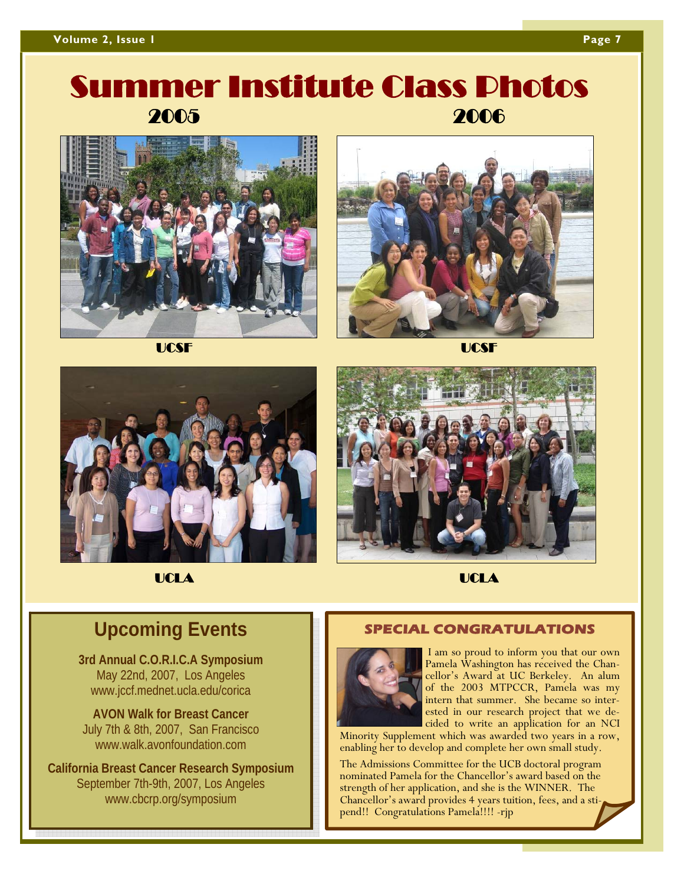# Summer Institute Class Photos

## 2005

UCSF

UCLA

## 2006

UCSF

UCLA

## Upcoming Events

**3rd Annual C.O.R.I.C.A Symposium**
May 22nd, 2007, Los Angeles
www.jccf.mednet.ucla.edu/corica

**AVON Walk for Breast Cancer**
July 7th & 8th, 2007, San Francisco
www.walk.avonfoundation.com

**California Breast Cancer Research Symposium**
September 7th-9th, 2007, Los Angeles
www.cbcrp.org/symposium

## SPECIAL CONGRATULATIONS

I am so proud to inform you that our own Pamela Washington has received the Chancellor's Award at UC Berkeley. An alum of the 2003 MTPCCR, Pamela was my intern that summer. She became so interested in our research project that we decided to write an application for an NCI Minority Supplement which was awarded two years in a row, enabling her to develop and complete her own small study.

The Admissions Committee for the UCB doctoral program nominated Pamela for the Chancellor's award based on the strength of her application, and she is the WINNER. The Chancellor's award provides 4 years tuition, fees, and a stipend!! Congratulations Pamela!!!! -rjp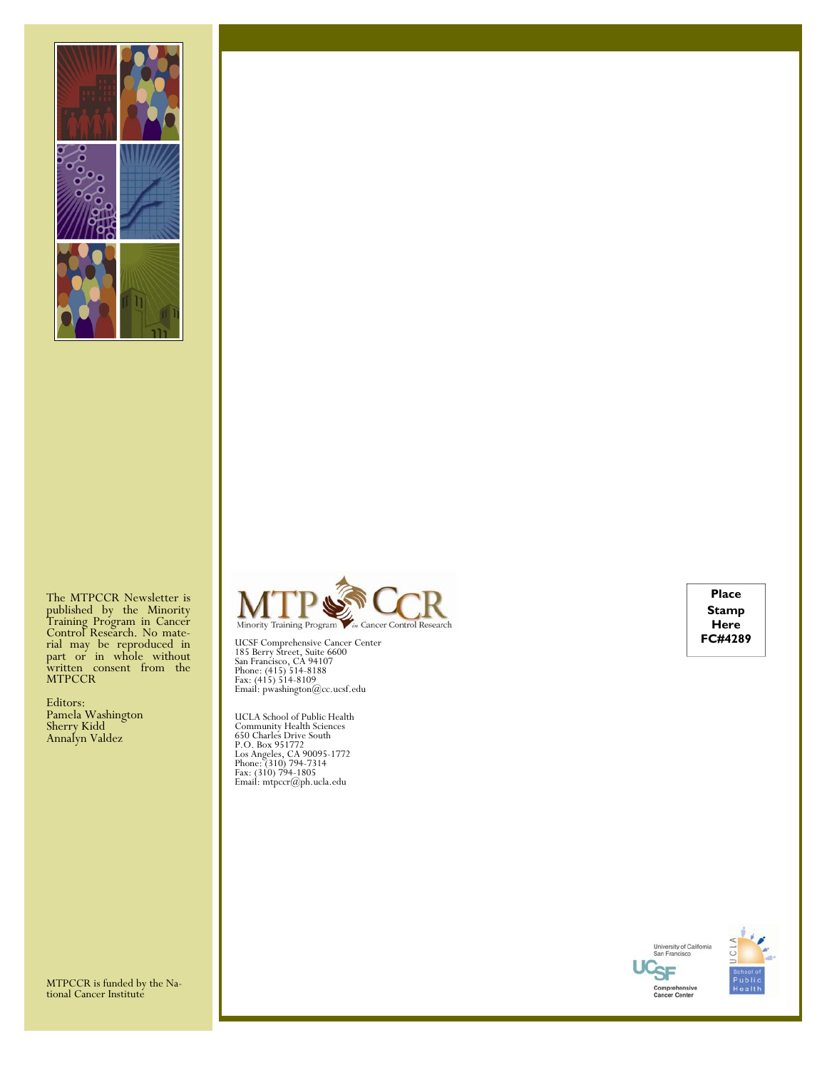The MTPCCR Newsletter is published by the Minority Training Program in Cancer Control Research. No material may be reproduced in part or in whole without written consent from the MTPCCR

Editors:
Pamela Washington
Sherry Kidd
Annalyn Valdez

MTPCCR is funded by the National Cancer Institute

MTPCCR
Minority Training Program in Cancer Control Research

UCSF Comprehensive Cancer Center
185 Berry Street, Suite 6600
San Francisco, CA 94107
Phone: (415) 514-8188
Fax: (415) 514-8109
Email: pwashington@cc.ucsf.edu

UCLA School of Public Health
Community Health Sciences
650 Charles Drive South
P.O. Box 951772
Los Angeles, CA 90095-1772
Phone: (310) 794-7314
Fax: (310) 794-1805
Email: mtpccr@ph.ucla.edu

**Place Stamp Here FC#4289**

University of California San Francisco
UCSF Comprehensive Cancer Center

UCLA School of Public Health